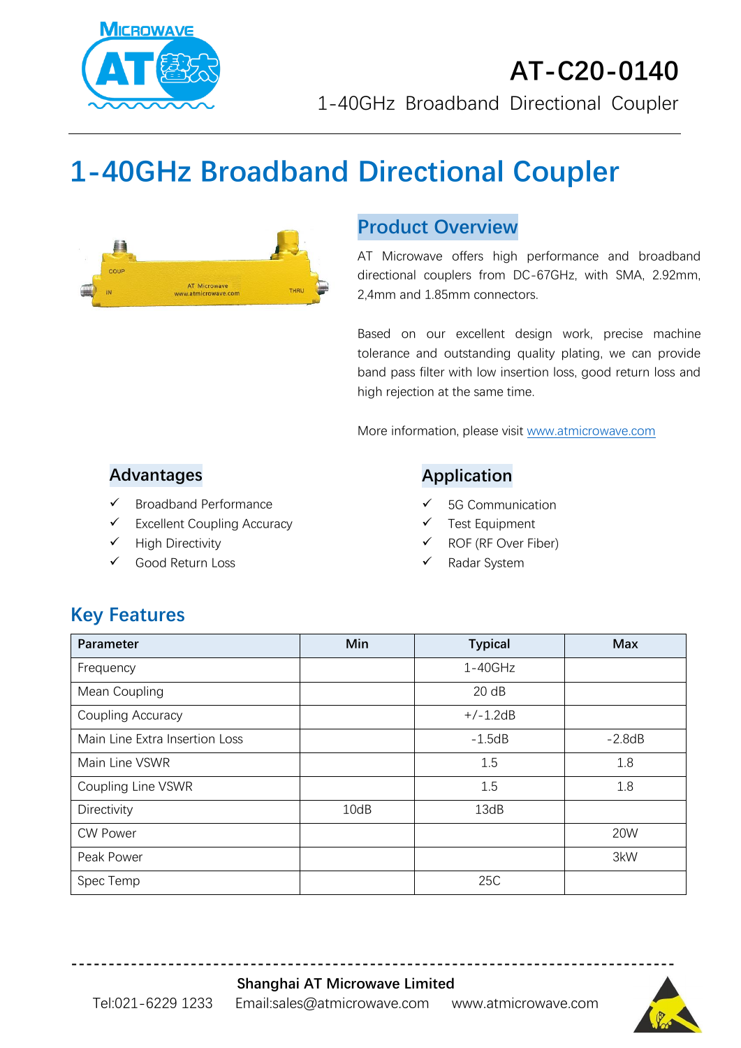# AT-C20-0140

1-40GHz Broadband Directional Coupler

# 1-40GHz Broadband Directional Coupler

## Product Overview

AT Microwave offers high performance and broadband directional couplers from DC-67GHz, with SMA, 2.92mm, 2,4mm and 1.85mm connectors.

Based on our excellent design work, precise machine tolerance and outstanding quality plating, we can provide band pass filter with low insertion loss, good return loss and high rejection at the same time.

More information, please visit www.atmicrowave.com

## Advantages

- ✓ Broadband Performance
- ✓ Excellent Coupling Accuracy
- ✓ High Directivity
- ✓ Good Return Loss

## Application

- ✓ 5G Communication
- ✓ Test Equipment
- ✓ ROF (RF Over Fiber)
- ✓ Radar System

## Key Features

| Parameter | Min | Typical | Max |
|---|---|---|---|
| Frequency | | 1-40GHz | |
| Mean Coupling | | 20 dB | |
| Coupling Accuracy | | +/-1.2dB | |
| Main Line Extra Insertion Loss | | -1.5dB | -2.8dB |
| Main Line VSWR | | 1.5 | 1.8 |
| Coupling Line VSWR | | 1.5 | 1.8 |
| Directivity | 10dB | 13dB | |
| CW Power | | | 20W |
| Peak Power | | | 3kW |
| Spec Temp | | 25C | |

**Shanghai AT Microwave Limited**

Tel:021-6229 1233 Email:sales@atmicrowave.com www.atmicrowave.com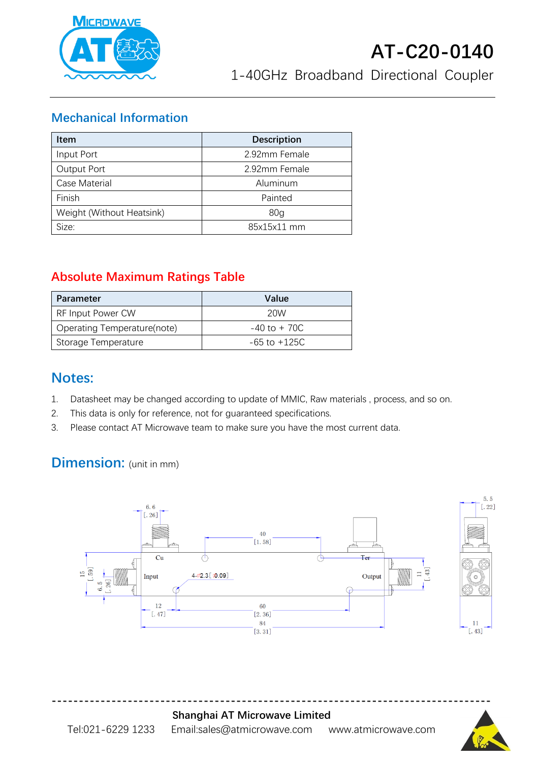# AT-C20-0140

1-40GHz Broadband Directional Coupler

## Mechanical Information

| Item | Description |
|---|---|
| Input Port | 2.92mm Female |
| Output Port | 2.92mm Female |
| Case Material | Aluminum |
| Finish | Painted |
| Weight (Without Heatsink) | 80g |
| Size: | 85x15x11 mm |

## Absolute Maximum Ratings Table

| Parameter | Value |
|---|---|
| RF Input Power CW | 20W |
| Operating Temperature(note) | -40 to + 70C |
| Storage Temperature | -65 to +125C |

## Notes:

1. Datasheet may be changed according to update of MMIC, Raw materials , process, and so on.
2. This data is only for reference, not for guaranteed specifications.
3. Please contact AT Microwave team to make sure you have the most current data.

## Dimension: (unit in mm)

6.6 [.26] 40 [1.58] 5.5 [.22] Cu Ter Input 4-φ2.3[φ0.09] Output 15 [.59] 6.5 [.26] 11 [.43] 12 [.47] 60 [2.36] 84 [3.31] 11 [.43]

**Shanghai AT Microwave Limited**

Tel:021-6229 1233 Email:sales@atmicrowave.com www.atmicrowave.com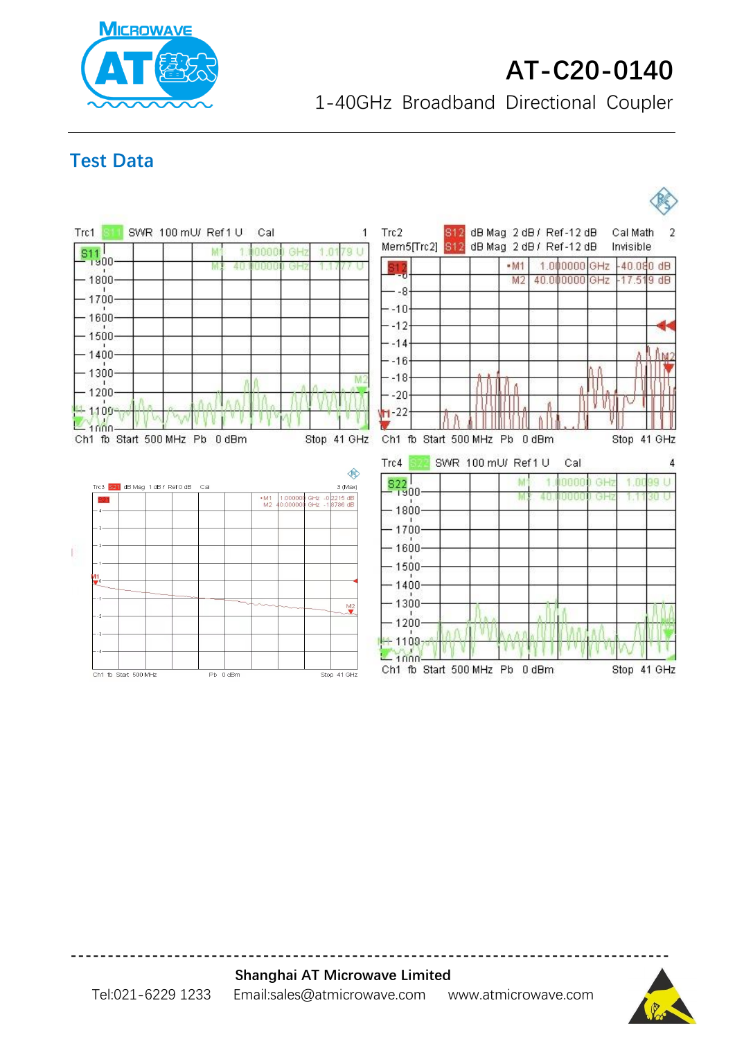# AT-C20-0140

1-40GHz Broadband Directional Coupler

## Test Data

Trc1 S11 SWR 100 mU/ Ref 1 U Cal 1

S11

M1 1.000000 GHz 1.0179 U

M2 40.000000 GHz 1.1777 U

1900 1800 1700 1600 1500 1400 1300 1200 1100 1000

Ch1 fb Start 500 MHz Pb 0 dBm Stop 41 GHz

Trc2 S12 dB Mag 2 dB / Ref -12 dB Cal Math 2

Mem5[Trc2] S12 dB Mag 2 dB / Ref -12 dB Invisible

S12

•M1 1.000000 GHz -40.080 dB

M2 40.000000 GHz -17.519 dB

-6 -8 -10 -12 -14 -16 -18 -20 -22

Ch1 fb Start 500 MHz Pb 0 dBm Stop 41 GHz

Trc3 S21 dB Mag 1 dB / Ref 0 dB Cal 3 (Max)

S21

•M1 1.000000 GHz -0.2215 dB

M2 40.000000 GHz -1.8786 dB

4 3 2 1 0 -1 -2 -3 -4

Ch1 fb Start 500 MHz Pb 0 dBm Stop 41 GHz

Trc4 S22 SWR 100 mU/ Ref 1 U Cal 4

S22

M1 1.000000 GHz 1.0099 U

M2 40.000000 GHz 1.1130 U

1900 1800 1700 1600 1500 1400 1300 1200 1100 1000

Ch1 fb Start 500 MHz Pb 0 dBm Stop 41 GHz

---

**Shanghai AT Microwave Limited**

Tel:021-6229 1233 Email:sales@atmicrowave.com www.atmicrowave.com